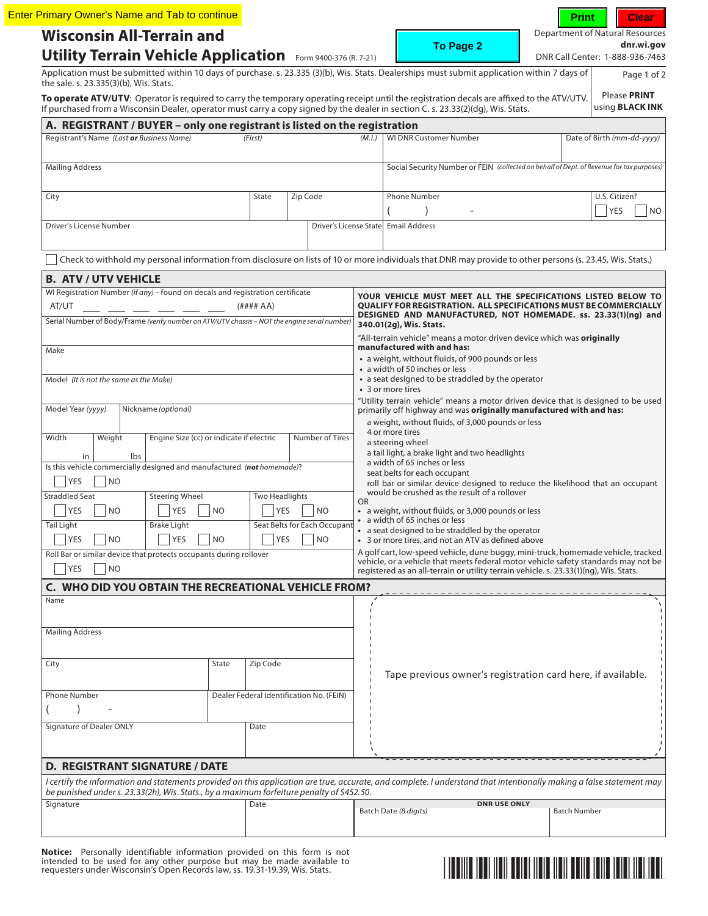Enter Primary Owner's Name and Tab to continue

Print | Clear | To Page 2

# Wisconsin All-Terrain and Utility Terrain Vehicle Application

Form 9400-376 (R. 7-21)

Department of Natural Resources
dnr.wi.gov
DNR Call Center: 1-888-936-7463

Application must be submitted within 10 days of purchase. s. 23.335 (3)(b), Wis. Stats. Dealerships must submit application within 7 days of the sale. s. 23.335(3)(b), Wis. Stats.

Please **PRINT** using **BLACK INK**

**To operate ATV/UTV:** Operator is required to carry the temporary operating receipt until the registration decals are affixed to the ATV/UTV. If purchased from a Wisconsin Dealer, operator must carry a copy signed by the dealer in section C. s. 23.33(2)(dg), Wis. Stats.

## A. REGISTRANT / BUYER – only one registrant is listed on the registration

| Registrant's Name *(Last **or** Business Name)* | *(First)* | *(M.I.)* | WI DNR Customer Number | Date of Birth *(mm-dd-yyyy)* |
|---|---|---|---|---|
| | | | | |

| Mailing Address | Social Security Number or FEIN *(collected on behalf of Dept. of Revenue for tax purposes)* |
|---|---|
| | |

| City | State | Zip Code | Phone Number | U.S. Citizen? |
|---|---|---|---|---|
| | | | ( ) - | ☐ YES ☐ NO |

| Driver's License Number | Driver's License State | Email Address |
|---|---|---|
| | | |

☐ Check to withhold my personal information from disclosure on lists of 10 or more individuals that DNR may provide to other persons (s. 23.45, Wis. Stats.)

## B. ATV / UTV VEHICLE

WI Registration Number *(if any)* – found on decals and registration certificate
AT/UT ___ ___ ___ ___ ___ ___ (#### AA)

Serial Number of Body/Frame *(verify number on ATV/UTV chassis – NOT the engine serial number)*

Make

Model *(It is not the same as the Make)*

| Model Year *(yyyy)* | Nickname *(optional)* |
|---|---|
| | |

| Width | Weight | Engine Size (cc) or indicate if electric | Number of Tires |
|---|---|---|---|
| in | lbs | | |

Is this vehicle commercially designed and manufactured (***not** homemade*)?
☐ YES ☐ NO

| Straddled Seat | Steering Wheel | Two Headlights |
|---|---|---|
| ☐ YES ☐ NO | ☐ YES ☐ NO | ☐ YES ☐ NO |
| **Tail Light** | **Brake Light** | **Seat Belts for Each Occupant** |
| ☐ YES ☐ NO | ☐ YES ☐ NO | ☐ YES ☐ NO |

Roll Bar or similar device that protects occupants during rollover
☐ YES ☐ NO

**YOUR VEHICLE MUST MEET ALL THE SPECIFICATIONS LISTED BELOW TO QUALIFY FOR REGISTRATION. ALL SPECIFICATIONS MUST BE COMMERCIALLY DESIGNED AND MANUFACTURED, NOT HOMEMADE. ss. 23.33(1)(ng) and 340.01(2g), Wis. Stats.**

"All-terrain vehicle" means a motor driven device which was **originally manufactured with and has:**

- a weight, without fluids, of 900 pounds or less
- a width of 50 inches or less
- a seat designed to be straddled by the operator
- 3 or more tires

"Utility terrain vehicle" means a motor driven device that is designed to be used primarily off highway and was **originally manufactured with and has:**

- a weight, without fluids, of 3,000 pounds or less
- 4 or more tires
- a steering wheel
- a tail light, a brake light and two headlights
- a width of 65 inches or less
- seat belts for each occupant
- roll bar or similar device designed to reduce the likelihood that an occupant would be crushed as the result of a rollover

OR

- a weight, without fluids, or 3,000 pounds or less
- a width of 65 inches or less
- a seat designed to be straddled by the operator
- 3 or more tires, and not an ATV as defined above

A golf cart, low-speed vehicle, dune buggy, mini-truck, homemade vehicle, tracked vehicle, or a vehicle that meets federal motor vehicle safety standards may not be registered as an all-terrain or utility terrain vehicle. s. 23.33(1)(ng), Wis. Stats.

## C. WHO DID YOU OBTAIN THE RECREATIONAL VEHICLE FROM?

Name

Mailing Address

| City | State | Zip Code |
|---|---|---|
| | | |

| Phone Number | Dealer Federal Identification No. (FEIN) |
|---|---|
| ( ) - | |

| Signature of Dealer ONLY | Date |
|---|---|
| | |

Tape previous owner's registration card here, if available.

## D. REGISTRANT SIGNATURE / DATE

*I certify the information and statements provided on this application are true, accurate, and complete. I understand that intentionally making a false statement may be punished under s. 23.33(2h), Wis. Stats., by a maximum forfeiture penalty of $452.50.*

| Signature | Date |
|---|---|
| | |

**DNR USE ONLY**

| Batch Date *(8 digits)* | Batch Number |
|---|---|
| | |

**Notice:** Personally identifiable information provided on this form is not intended to be used for any other purpose but may be made available to requesters under Wisconsin's Open Records law, ss. 19.31-19.39, Wis. Stats.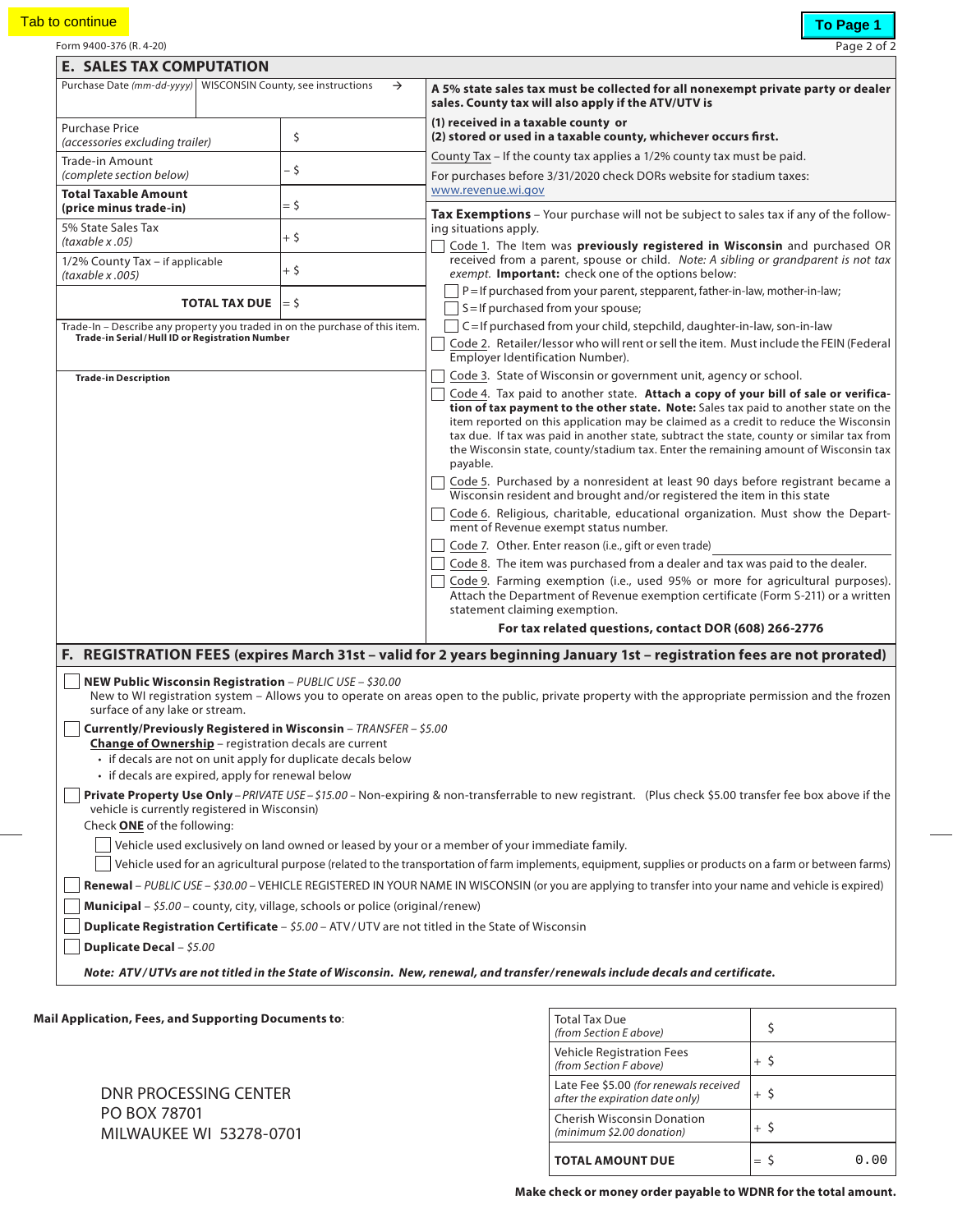Tab to continue

**To Page 1**

Form 9400-376 (R. 4-20)

## E. SALES TAX COMPUTATION

| | |
|---|---|
| Purchase Date *(mm-dd-yyyy)* | WISCONSIN County, see instructions → |
| Purchase Price *(accessories excluding trailer)* | $ |
| Trade-in Amount *(complete section below)* | – $ |
| **Total Taxable Amount (price minus trade-in)** | = $ |
| 5% State Sales Tax *(taxable x .05)* | + $ |
| 1/2% County Tax – if applicable *(taxable x .005)* | + $ |
| **TOTAL TAX DUE** | = $ |

Trade-In – Describe any property you traded in on the purchase of this item.

**Trade-in Serial / Hull ID or Registration Number**

**Trade-in Description**

**A 5% state sales tax must be collected for all nonexempt private party or dealer sales. County tax will also apply if the ATV/UTV is**

**(1) received in a taxable county or**
**(2) stored or used in a taxable county, whichever occurs first.**

County Tax – If the county tax applies a 1/2% county tax must be paid.

For purchases before 3/31/2020 check DORs website for stadium taxes: www.revenue.wi.gov

**Tax Exemptions** – Your purchase will not be subject to sales tax if any of the following situations apply.

- ☐ Code 1. The Item was **previously registered in Wisconsin** and purchased OR received from a parent, spouse or child. *Note: A sibling or grandparent is not tax exempt.* **Important:** check one of the options below:
  - ☐ P = If purchased from your parent, stepparent, father-in-law, mother-in-law;
  - ☐ S = If purchased from your spouse;
  - ☐ C = If purchased from your child, stepchild, daughter-in-law, son-in-law
- ☐ Code 2. Retailer/lessor who will rent or sell the item. Must include the FEIN (Federal Employer Identification Number).
- ☐ Code 3. State of Wisconsin or government unit, agency or school.
- ☐ Code 4. Tax paid to another state. **Attach a copy of your bill of sale or verification of tax payment to the other state. Note:** Sales tax paid to another state on the item reported on this application may be claimed as a credit to reduce the Wisconsin tax due. If tax was paid in another state, subtract the state, county or similar tax from the Wisconsin state, county/stadium tax. Enter the remaining amount of Wisconsin tax payable.
- ☐ Code 5. Purchased by a nonresident at least 90 days before registrant became a Wisconsin resident and brought and/or registered the item in this state
- ☐ Code 6. Religious, charitable, educational organization. Must show the Department of Revenue exempt status number.
- ☐ Code 7. Other. Enter reason (i.e., gift or even trade)
- ☐ Code 8. The item was purchased from a dealer and tax was paid to the dealer.
- ☐ Code 9. Farming exemption (i.e., used 95% or more for agricultural purposes). Attach the Department of Revenue exemption certificate (Form S-211) or a written statement claiming exemption.

**For tax related questions, contact DOR (608) 266-2776**

## F. REGISTRATION FEES (expires March 31st – valid for 2 years beginning January 1st – registration fees are not prorated)

- ☐ **NEW Public Wisconsin Registration** – *PUBLIC USE – $30.00*
  New to WI registration system – Allows you to operate on areas open to the public, private property with the appropriate permission and the frozen surface of any lake or stream.
- ☐ **Currently/Previously Registered in Wisconsin** – *TRANSFER – $5.00*
  **Change of Ownership** – registration decals are current
  - if decals are not on unit apply for duplicate decals below
  - if decals are expired, apply for renewal below
- ☐ **Private Property Use Only** – *PRIVATE USE – $15.00* – Non-expiring & non-transferrable to new registrant. (Plus check $5.00 transfer fee box above if the vehicle is currently registered in Wisconsin)
  Check **ONE** of the following:
  - ☐ Vehicle used exclusively on land owned or leased by your or a member of your immediate family.
  - ☐ Vehicle used for an agricultural purpose (related to the transportation of farm implements, equipment, supplies or products on a farm or between farms)
- ☐ **Renewal** – *PUBLIC USE – $30.00* – VEHICLE REGISTERED IN YOUR NAME IN WISCONSIN (or you are applying to transfer into your name and vehicle is expired)
- ☐ **Municipal** – *$5.00* – county, city, village, schools or police (original/renew)
- ☐ **Duplicate Registration Certificate** – *$5.00* – ATV / UTV are not titled in the State of Wisconsin
- ☐ **Duplicate Decal** – *$5.00*

***Note: ATV / UTVs are not titled in the State of Wisconsin. New, renewal, and transfer/renewals include decals and certificate.***

**Mail Application, Fees, and Supporting Documents to**:

DNR PROCESSING CENTER
PO BOX 78701
MILWAUKEE WI 53278-0701

| | |
|---|---|
| Total Tax Due *(from Section E above)* | $ |
| Vehicle Registration Fees *(from Section F above)* | + $ |
| Late Fee $5.00 *(for renewals received after the expiration date only)* | + $ |
| Cherish Wisconsin Donation *(minimum $2.00 donation)* | + $ |
| **TOTAL AMOUNT DUE** | = $ 0.00 |

**Make check or money order payable to WDNR for the total amount.**